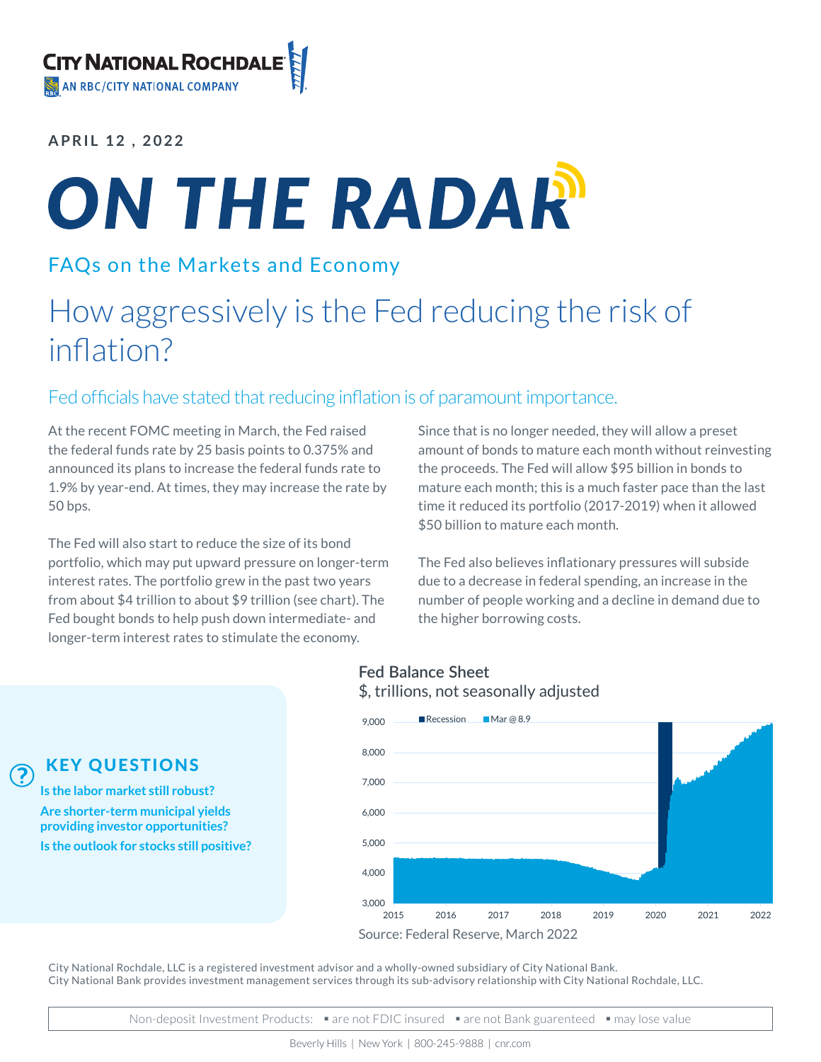CITY NATIONAL ROCHDALE
AN RBC/CITY NATIONAL COMPANY

**APRIL 12 , 2022**

# ON THE RADAR

## FAQs on the Markets and Economy

# How aggressively is the Fed reducing the risk of inflation?

### Fed officials have stated that reducing inflation is of paramount importance.

At the recent FOMC meeting in March, the Fed raised the federal funds rate by 25 basis points to 0.375% and announced its plans to increase the federal funds rate to 1.9% by year-end. At times, they may increase the rate by 50 bps.

The Fed will also start to reduce the size of its bond portfolio, which may put upward pressure on longer-term interest rates. The portfolio grew in the past two years from about $4 trillion to about $9 trillion (see chart). The Fed bought bonds to help push down intermediate- and longer-term interest rates to stimulate the economy.

Since that is no longer needed, they will allow a preset amount of bonds to mature each month without reinvesting the proceeds. The Fed will allow $95 billion in bonds to mature each month; this is a much faster pace than the last time it reduced its portfolio (2017-2019) when it allowed $50 billion to mature each month.

The Fed also believes inflationary pressures will subside due to a decrease in federal spending, an increase in the number of people working and a decline in demand due to the higher borrowing costs.

**Fed Balance Sheet**
$, trillions, not seasonally adjusted

Legend: Recession; Mar @ 8.9

Y-axis: 3,000 – 9,000; X-axis: 2015 – 2022

Source: Federal Reserve, March 2022

### KEY QUESTIONS

- **Is the labor market still robust?**
- **Are shorter-term municipal yields providing investor opportunities?**
- **Is the outlook for stocks still positive?**

City National Rochdale, LLC is a registered investment advisor and a wholly-owned subsidiary of City National Bank.
City National Bank provides investment management services through its sub-advisory relationship with City National Rochdale, LLC.

Non-deposit Investment Products: ▪ are not FDIC insured ▪ are not Bank guarenteed ▪ may lose value

Beverly Hills | New York | 800-245-9888 | cnr.com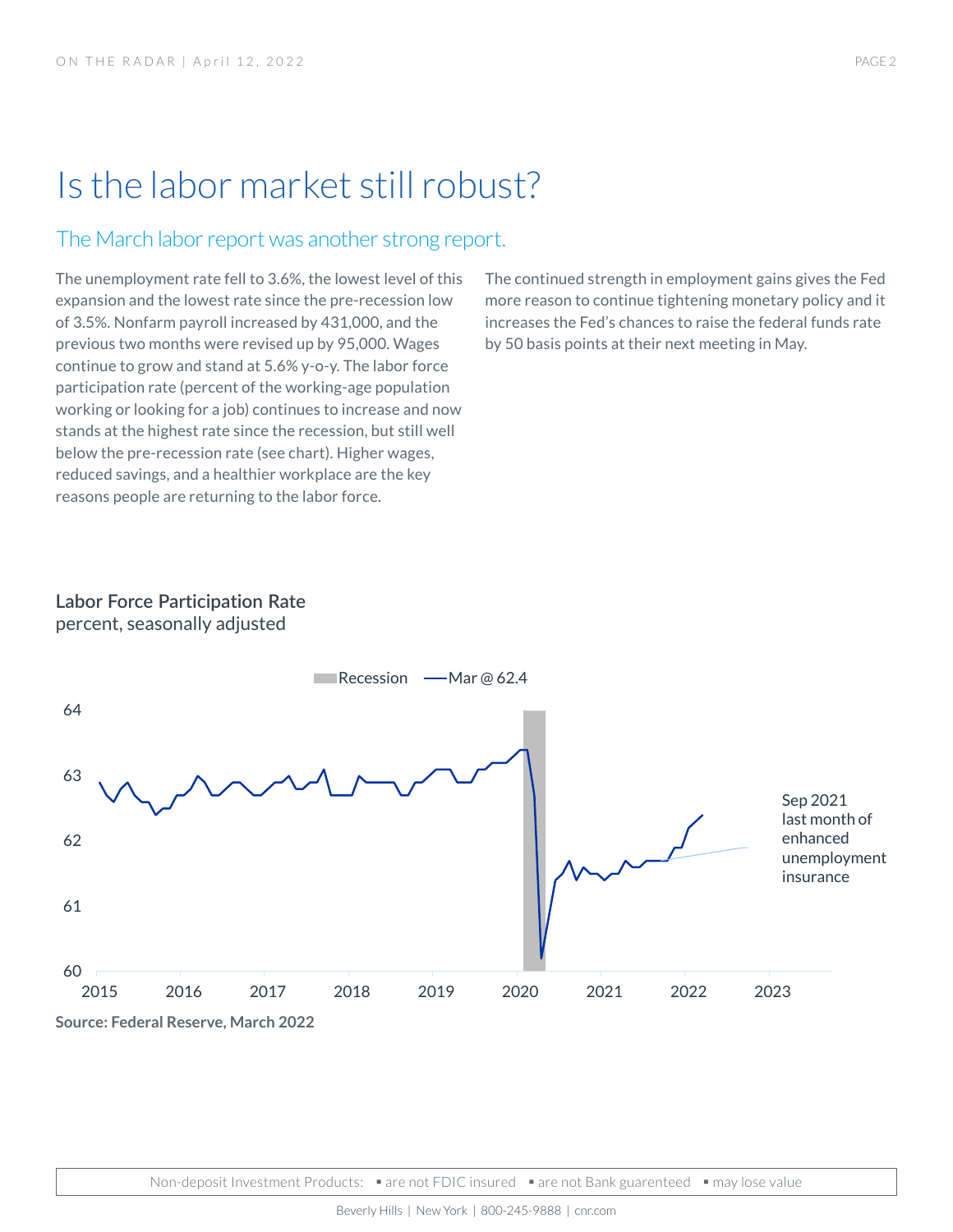# Is the labor market still robust?

## The March labor report was another strong report.

The unemployment rate fell to 3.6%, the lowest level of this expansion and the lowest rate since the pre-recession low of 3.5%. Nonfarm payroll increased by 431,000, and the previous two months were revised up by 95,000. Wages continue to grow and stand at 5.6% y-o-y. The labor force participation rate (percent of the working-age population working or looking for a job) continues to increase and now stands at the highest rate since the recession, but still well below the pre-recession rate (see chart). Higher wages, reduced savings, and a healthier workplace are the key reasons people are returning to the labor force.

The continued strength in employment gains gives the Fed more reason to continue tightening monetary policy and it increases the Fed's chances to raise the federal funds rate by 50 basis points at their next meeting in May.

**Labor Force Participation Rate**
percent, seasonally adjusted

Recession — Mar @ 62.4

Sep 2021 last month of enhanced unemployment insurance

**Source: Federal Reserve, March 2022**

Non-deposit Investment Products: ▪ are not FDIC insured ▪ are not Bank guarenteed ▪ may lose value

Beverly Hills | New York | 800-245-9888 | cnr.com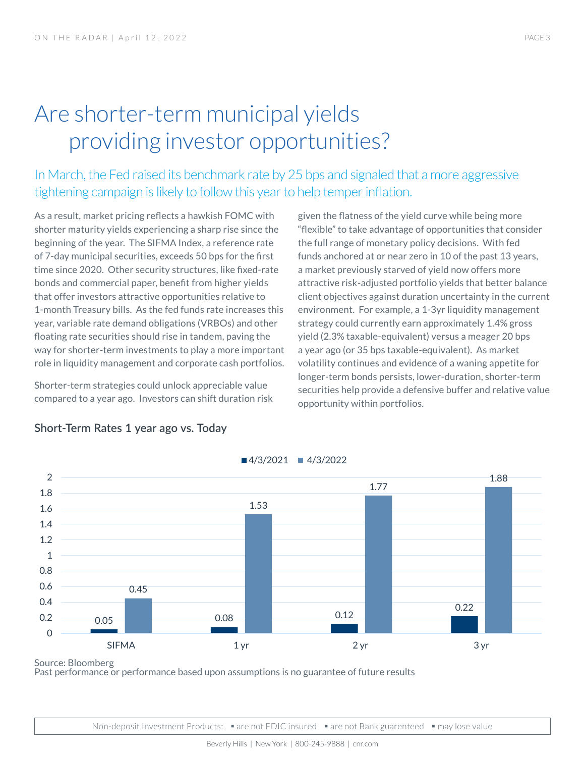# Are shorter-term municipal yields providing investor opportunities?

## In March, the Fed raised its benchmark rate by 25 bps and signaled that a more aggressive tightening campaign is likely to follow this year to help temper inflation.

As a result, market pricing reflects a hawkish FOMC with shorter maturity yields experiencing a sharp rise since the beginning of the year. The SIFMA Index, a reference rate of 7-day municipal securities, exceeds 50 bps for the first time since 2020. Other security structures, like fixed-rate bonds and commercial paper, benefit from higher yields that offer investors attractive opportunities relative to 1-month Treasury bills. As the fed funds rate increases this year, variable rate demand obligations (VRBOs) and other floating rate securities should rise in tandem, paving the way for shorter-term investments to play a more important role in liquidity management and corporate cash portfolios.

Shorter-term strategies could unlock appreciable value compared to a year ago. Investors can shift duration risk given the flatness of the yield curve while being more "flexible" to take advantage of opportunities that consider the full range of monetary policy decisions. With fed funds anchored at or near zero in 10 of the past 13 years, a market previously starved of yield now offers more attractive risk-adjusted portfolio yields that better balance client objectives against duration uncertainty in the current environment. For example, a 1-3yr liquidity management strategy could currently earn approximately 1.4% gross yield (2.3% taxable-equivalent) versus a meager 20 bps a year ago (or 35 bps taxable-equivalent). As market volatility continues and evidence of a waning appetite for longer-term bonds persists, lower-duration, shorter-term securities help provide a defensive buffer and relative value opportunity within portfolios.

### Short-Term Rates 1 year ago vs. Today

| | 4/3/2021 | 4/3/2022 |
|---|---|---|
| SIFMA | 0.05 | 0.45 |
| 1 yr | 0.08 | 1.53 |
| 2 yr | 0.12 | 1.77 |
| 3 yr | 0.22 | 1.88 |

Source: Bloomberg
Past performance or performance based upon assumptions is no guarantee of future results

Non-deposit Investment Products: ▪ are not FDIC insured ▪ are not Bank guarenteed ▪ may lose value

Beverly Hills | New York | 800-245-9888 | cnr.com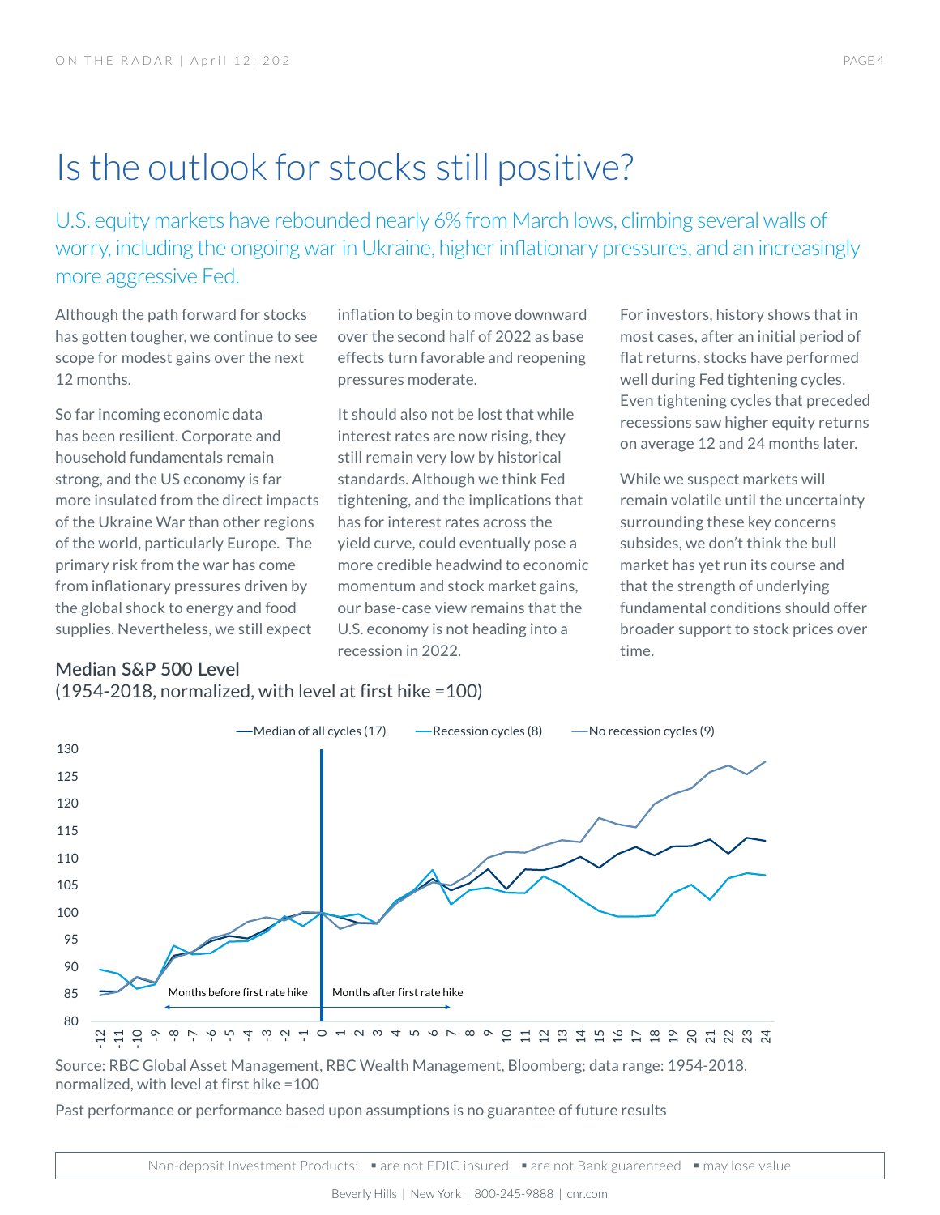# Is the outlook for stocks still positive?

U.S. equity markets have rebounded nearly 6% from March lows, climbing several walls of worry, including the ongoing war in Ukraine, higher inflationary pressures, and an increasingly more aggressive Fed.

Although the path forward for stocks has gotten tougher, we continue to see scope for modest gains over the next 12 months.

So far incoming economic data has been resilient. Corporate and household fundamentals remain strong, and the US economy is far more insulated from the direct impacts of the Ukraine War than other regions of the world, particularly Europe. The primary risk from the war has come from inflationary pressures driven by the global shock to energy and food supplies. Nevertheless, we still expect inflation to begin to move downward over the second half of 2022 as base effects turn favorable and reopening pressures moderate.

It should also not be lost that while interest rates are now rising, they still remain very low by historical standards. Although we think Fed tightening, and the implications that has for interest rates across the yield curve, could eventually pose a more credible headwind to economic momentum and stock market gains, our base-case view remains that the U.S. economy is not heading into a recession in 2022.

For investors, history shows that in most cases, after an initial period of flat returns, stocks have performed well during Fed tightening cycles. Even tightening cycles that preceded recessions saw higher equity returns on average 12 and 24 months later.

While we suspect markets will remain volatile until the uncertainty surrounding these key concerns subsides, we don't think the bull market has yet run its course and that the strength of underlying fundamental conditions should offer broader support to stock prices over time.

**Median S&P 500 Level**
(1954-2018, normalized, with level at first hike =100)

Source: RBC Global Asset Management, RBC Wealth Management, Bloomberg; data range: 1954-2018, normalized, with level at first hike =100

Past performance or performance based upon assumptions is no guarantee of future results

Non-deposit Investment Products: ▪ are not FDIC insured ▪ are not Bank guarenteed ▪ may lose value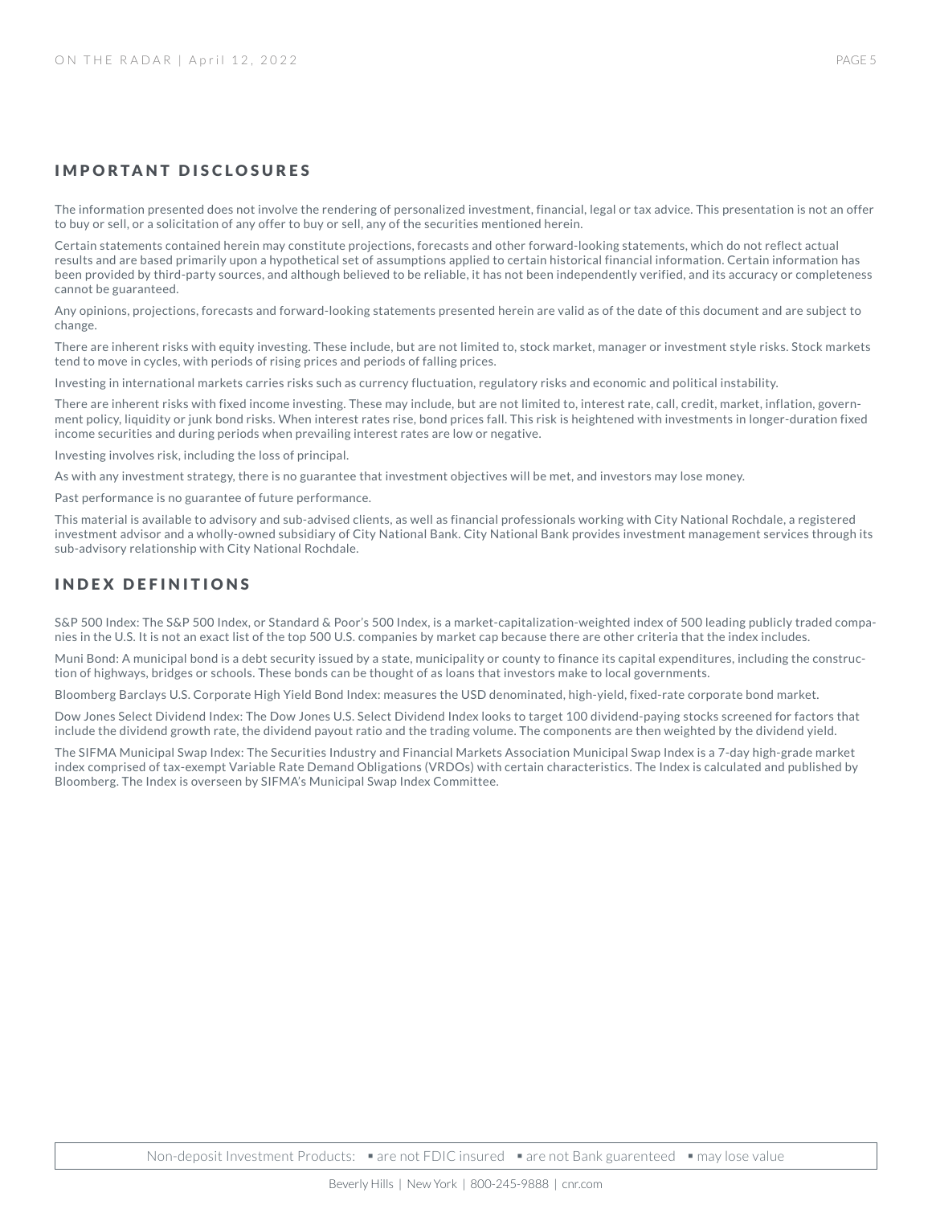## IMPORTANT DISCLOSURES

The information presented does not involve the rendering of personalized investment, financial, legal or tax advice. This presentation is not an offer to buy or sell, or a solicitation of any offer to buy or sell, any of the securities mentioned herein.

Certain statements contained herein may constitute projections, forecasts and other forward-looking statements, which do not reflect actual results and are based primarily upon a hypothetical set of assumptions applied to certain historical financial information. Certain information has been provided by third-party sources, and although believed to be reliable, it has not been independently verified, and its accuracy or completeness cannot be guaranteed.

Any opinions, projections, forecasts and forward-looking statements presented herein are valid as of the date of this document and are subject to change.

There are inherent risks with equity investing. These include, but are not limited to, stock market, manager or investment style risks. Stock markets tend to move in cycles, with periods of rising prices and periods of falling prices.

Investing in international markets carries risks such as currency fluctuation, regulatory risks and economic and political instability.

There are inherent risks with fixed income investing. These may include, but are not limited to, interest rate, call, credit, market, inflation, government policy, liquidity or junk bond risks. When interest rates rise, bond prices fall. This risk is heightened with investments in longer-duration fixed income securities and during periods when prevailing interest rates are low or negative.

Investing involves risk, including the loss of principal.

As with any investment strategy, there is no guarantee that investment objectives will be met, and investors may lose money.

Past performance is no guarantee of future performance.

This material is available to advisory and sub-advised clients, as well as financial professionals working with City National Rochdale, a registered investment advisor and a wholly-owned subsidiary of City National Bank. City National Bank provides investment management services through its sub-advisory relationship with City National Rochdale.

## INDEX DEFINITIONS

S&P 500 Index: The S&P 500 Index, or Standard & Poor's 500 Index, is a market-capitalization-weighted index of 500 leading publicly traded companies in the U.S. It is not an exact list of the top 500 U.S. companies by market cap because there are other criteria that the index includes.

Muni Bond: A municipal bond is a debt security issued by a state, municipality or county to finance its capital expenditures, including the construction of highways, bridges or schools. These bonds can be thought of as loans that investors make to local governments.

Bloomberg Barclays U.S. Corporate High Yield Bond Index: measures the USD denominated, high-yield, fixed-rate corporate bond market.

Dow Jones Select Dividend Index: The Dow Jones U.S. Select Dividend Index looks to target 100 dividend-paying stocks screened for factors that include the dividend growth rate, the dividend payout ratio and the trading volume. The components are then weighted by the dividend yield.

The SIFMA Municipal Swap Index: The Securities Industry and Financial Markets Association Municipal Swap Index is a 7-day high-grade market index comprised of tax-exempt Variable Rate Demand Obligations (VRDOs) with certain characteristics. The Index is calculated and published by Bloomberg. The Index is overseen by SIFMA's Municipal Swap Index Committee.

Non-deposit Investment Products: ▪ are not FDIC insured ▪ are not Bank guarenteed ▪ may lose value

Beverly Hills | New York | 800-245-9888 | cnr.com